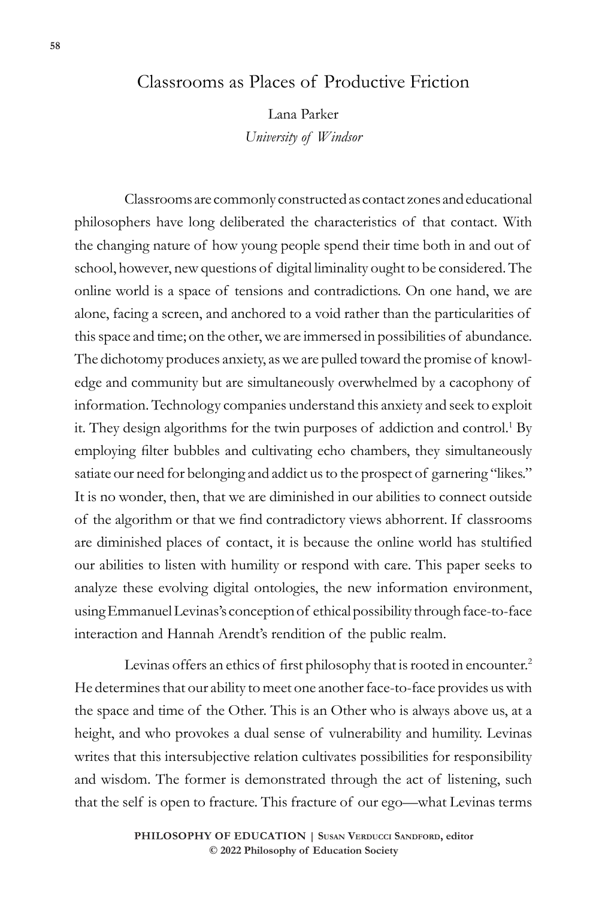# Classrooms as Places of Productive Friction

Lana Parker
*University of Windsor*

Classrooms are commonly constructed as contact zones and educational philosophers have long deliberated the characteristics of that contact. With the changing nature of how young people spend their time both in and out of school, however, new questions of digital liminality ought to be considered. The online world is a space of tensions and contradictions. On one hand, we are alone, facing a screen, and anchored to a void rather than the particularities of this space and time; on the other, we are immersed in possibilities of abundance. The dichotomy produces anxiety, as we are pulled toward the promise of knowledge and community but are simultaneously overwhelmed by a cacophony of information. Technology companies understand this anxiety and seek to exploit it. They design algorithms for the twin purposes of addiction and control.[1] By employing filter bubbles and cultivating echo chambers, they simultaneously satiate our need for belonging and addict us to the prospect of garnering "likes." It is no wonder, then, that we are diminished in our abilities to connect outside of the algorithm or that we find contradictory views abhorrent. If classrooms are diminished places of contact, it is because the online world has stultified our abilities to listen with humility or respond with care. This paper seeks to analyze these evolving digital ontologies, the new information environment, using Emmanuel Levinas's conception of ethical possibility through face-to-face interaction and Hannah Arendt's rendition of the public realm.

Levinas offers an ethics of first philosophy that is rooted in encounter.[2] He determines that our ability to meet one another face-to-face provides us with the space and time of the Other. This is an Other who is always above us, at a height, and who provokes a dual sense of vulnerability and humility. Levinas writes that this intersubjective relation cultivates possibilities for responsibility and wisdom. The former is demonstrated through the act of listening, such that the self is open to fracture. This fracture of our ego—what Levinas terms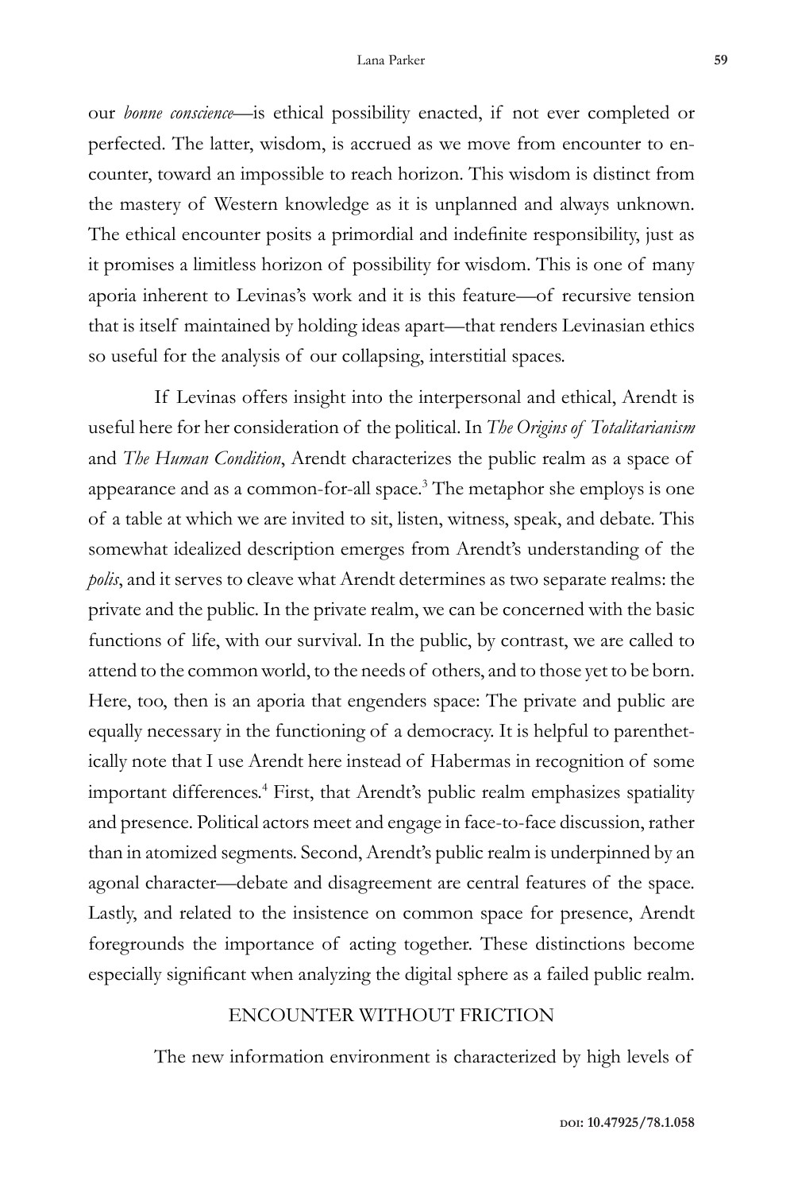our *bonne conscience*—is ethical possibility enacted, if not ever completed or perfected. The latter, wisdom, is accrued as we move from encounter to encounter, toward an impossible to reach horizon. This wisdom is distinct from the mastery of Western knowledge as it is unplanned and always unknown. The ethical encounter posits a primordial and indefinite responsibility, just as it promises a limitless horizon of possibility for wisdom. This is one of many aporia inherent to Levinas's work and it is this feature—of recursive tension that is itself maintained by holding ideas apart—that renders Levinasian ethics so useful for the analysis of our collapsing, interstitial spaces.

If Levinas offers insight into the interpersonal and ethical, Arendt is useful here for her consideration of the political. In *The Origins of Totalitarianism* and *The Human Condition*, Arendt characterizes the public realm as a space of appearance and as a common-for-all space.[3] The metaphor she employs is one of a table at which we are invited to sit, listen, witness, speak, and debate. This somewhat idealized description emerges from Arendt's understanding of the *polis*, and it serves to cleave what Arendt determines as two separate realms: the private and the public. In the private realm, we can be concerned with the basic functions of life, with our survival. In the public, by contrast, we are called to attend to the common world, to the needs of others, and to those yet to be born. Here, too, then is an aporia that engenders space: The private and public are equally necessary in the functioning of a democracy. It is helpful to parenthetically note that I use Arendt here instead of Habermas in recognition of some important differences.[4] First, that Arendt's public realm emphasizes spatiality and presence. Political actors meet and engage in face-to-face discussion, rather than in atomized segments. Second, Arendt's public realm is underpinned by an agonal character—debate and disagreement are central features of the space. Lastly, and related to the insistence on common space for presence, Arendt foregrounds the importance of acting together. These distinctions become especially significant when analyzing the digital sphere as a failed public realm.

## ENCOUNTER WITHOUT FRICTION

The new information environment is characterized by high levels of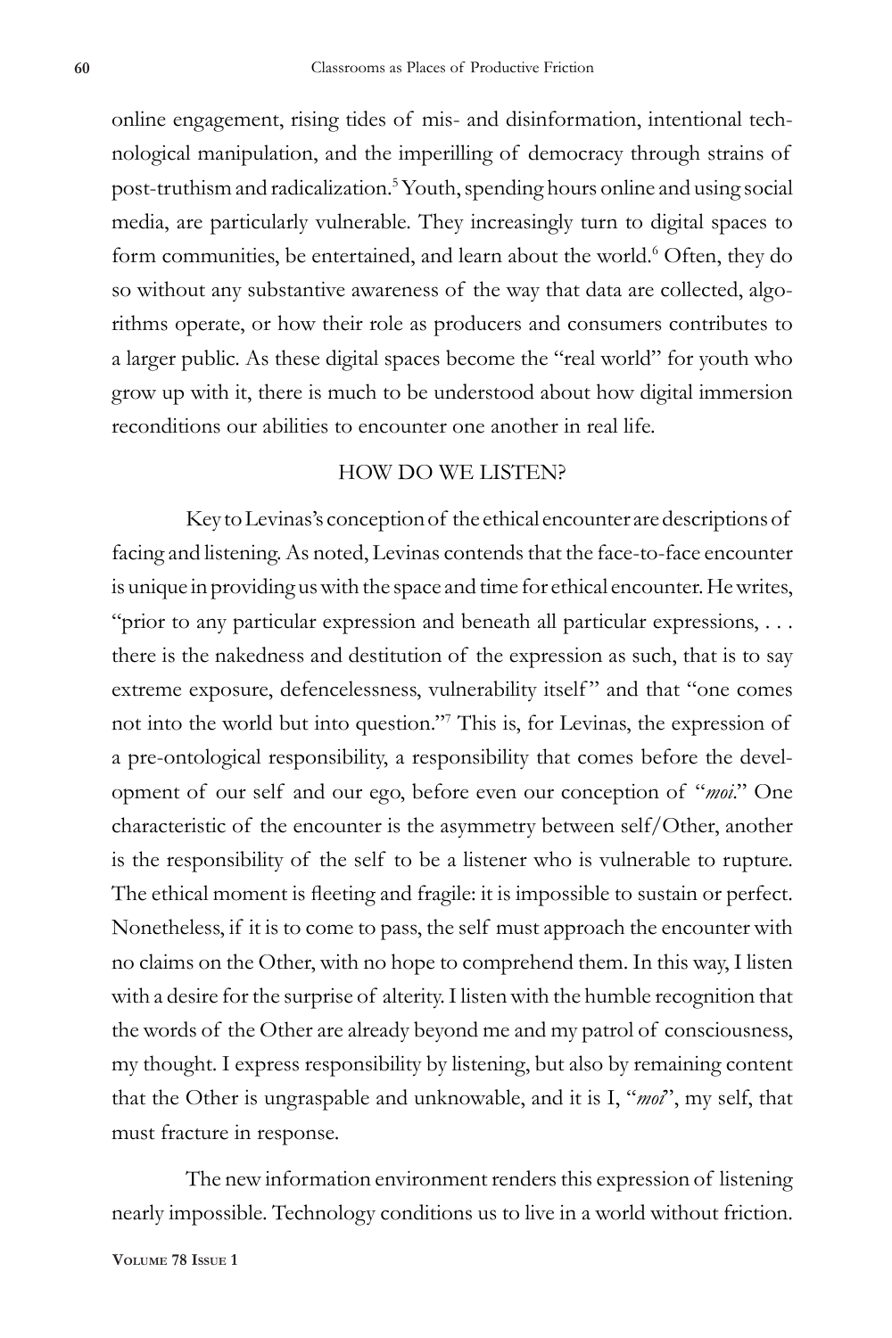online engagement, rising tides of mis- and disinformation, intentional technological manipulation, and the imperilling of democracy through strains of post-truthism and radicalization.[5] Youth, spending hours online and using social media, are particularly vulnerable. They increasingly turn to digital spaces to form communities, be entertained, and learn about the world.[6] Often, they do so without any substantive awareness of the way that data are collected, algorithms operate, or how their role as producers and consumers contributes to a larger public. As these digital spaces become the "real world" for youth who grow up with it, there is much to be understood about how digital immersion reconditions our abilities to encounter one another in real life.

## HOW DO WE LISTEN?

Key to Levinas's conception of the ethical encounter are descriptions of facing and listening. As noted, Levinas contends that the face-to-face encounter is unique in providing us with the space and time for ethical encounter. He writes, "prior to any particular expression and beneath all particular expressions, . . . there is the nakedness and destitution of the expression as such, that is to say extreme exposure, defencelessness, vulnerability itself" and that "one comes not into the world but into question."[7] This is, for Levinas, the expression of a pre-ontological responsibility, a responsibility that comes before the development of our self and our ego, before even our conception of "*moi*." One characteristic of the encounter is the asymmetry between self/Other, another is the responsibility of the self to be a listener who is vulnerable to rupture. The ethical moment is fleeting and fragile: it is impossible to sustain or perfect. Nonetheless, if it is to come to pass, the self must approach the encounter with no claims on the Other, with no hope to comprehend them. In this way, I listen with a desire for the surprise of alterity. I listen with the humble recognition that the words of the Other are already beyond me and my patrol of consciousness, my thought. I express responsibility by listening, but also by remaining content that the Other is ungraspable and unknowable, and it is I, "*moi*", my self, that must fracture in response.

The new information environment renders this expression of listening nearly impossible. Technology conditions us to live in a world without friction.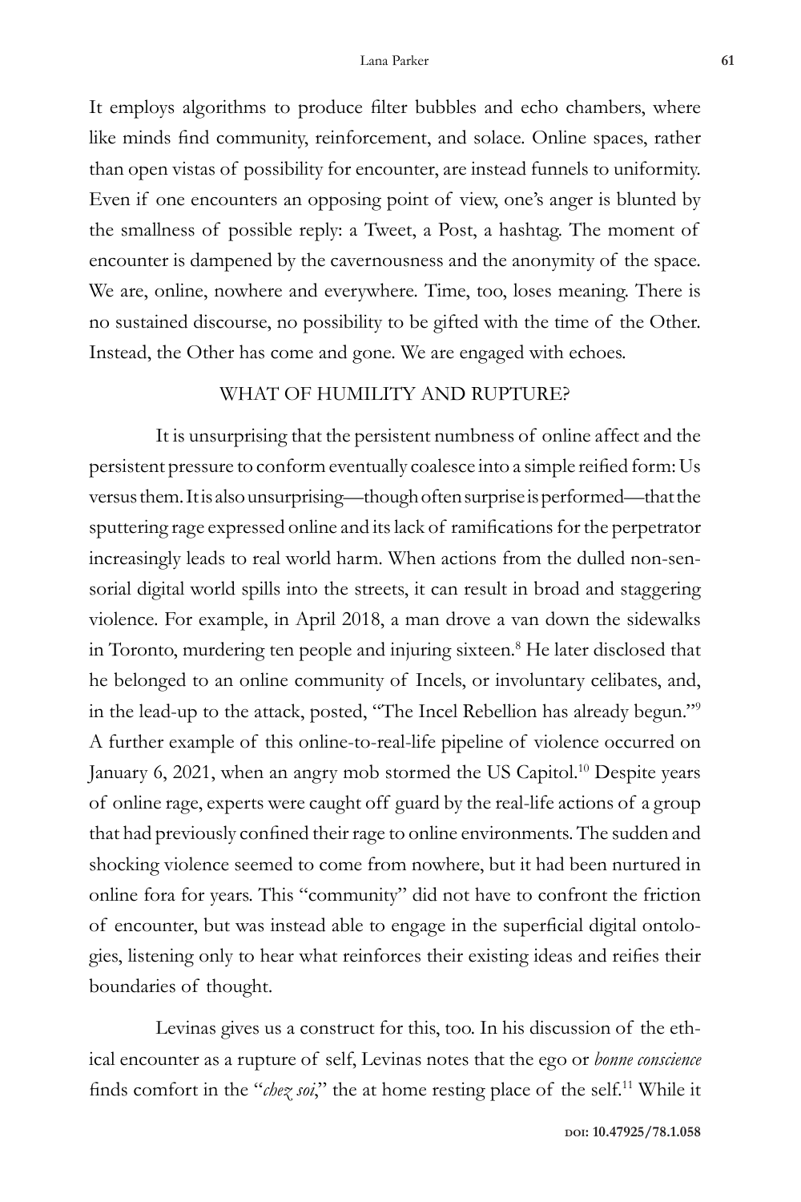It employs algorithms to produce filter bubbles and echo chambers, where like minds find community, reinforcement, and solace. Online spaces, rather than open vistas of possibility for encounter, are instead funnels to uniformity. Even if one encounters an opposing point of view, one's anger is blunted by the smallness of possible reply: a Tweet, a Post, a hashtag. The moment of encounter is dampened by the cavernousness and the anonymity of the space. We are, online, nowhere and everywhere. Time, too, loses meaning. There is no sustained discourse, no possibility to be gifted with the time of the Other. Instead, the Other has come and gone. We are engaged with echoes.

## WHAT OF HUMILITY AND RUPTURE?

It is unsurprising that the persistent numbness of online affect and the persistent pressure to conform eventually coalesce into a simple reified form: Us versus them. It is also unsurprising—though often surprise is performed—that the sputtering rage expressed online and its lack of ramifications for the perpetrator increasingly leads to real world harm. When actions from the dulled non-sensorial digital world spills into the streets, it can result in broad and staggering violence. For example, in April 2018, a man drove a van down the sidewalks in Toronto, murdering ten people and injuring sixteen.[8] He later disclosed that he belonged to an online community of Incels, or involuntary celibates, and, in the lead-up to the attack, posted, "The Incel Rebellion has already begun."[9] A further example of this online-to-real-life pipeline of violence occurred on January 6, 2021, when an angry mob stormed the US Capitol.[10] Despite years of online rage, experts were caught off guard by the real-life actions of a group that had previously confined their rage to online environments. The sudden and shocking violence seemed to come from nowhere, but it had been nurtured in online fora for years. This "community" did not have to confront the friction of encounter, but was instead able to engage in the superficial digital ontologies, listening only to hear what reinforces their existing ideas and reifies their boundaries of thought.

Levinas gives us a construct for this, too. In his discussion of the ethical encounter as a rupture of self, Levinas notes that the ego or *bonne conscience* finds comfort in the "*chez soi*," the at home resting place of the self.[11] While it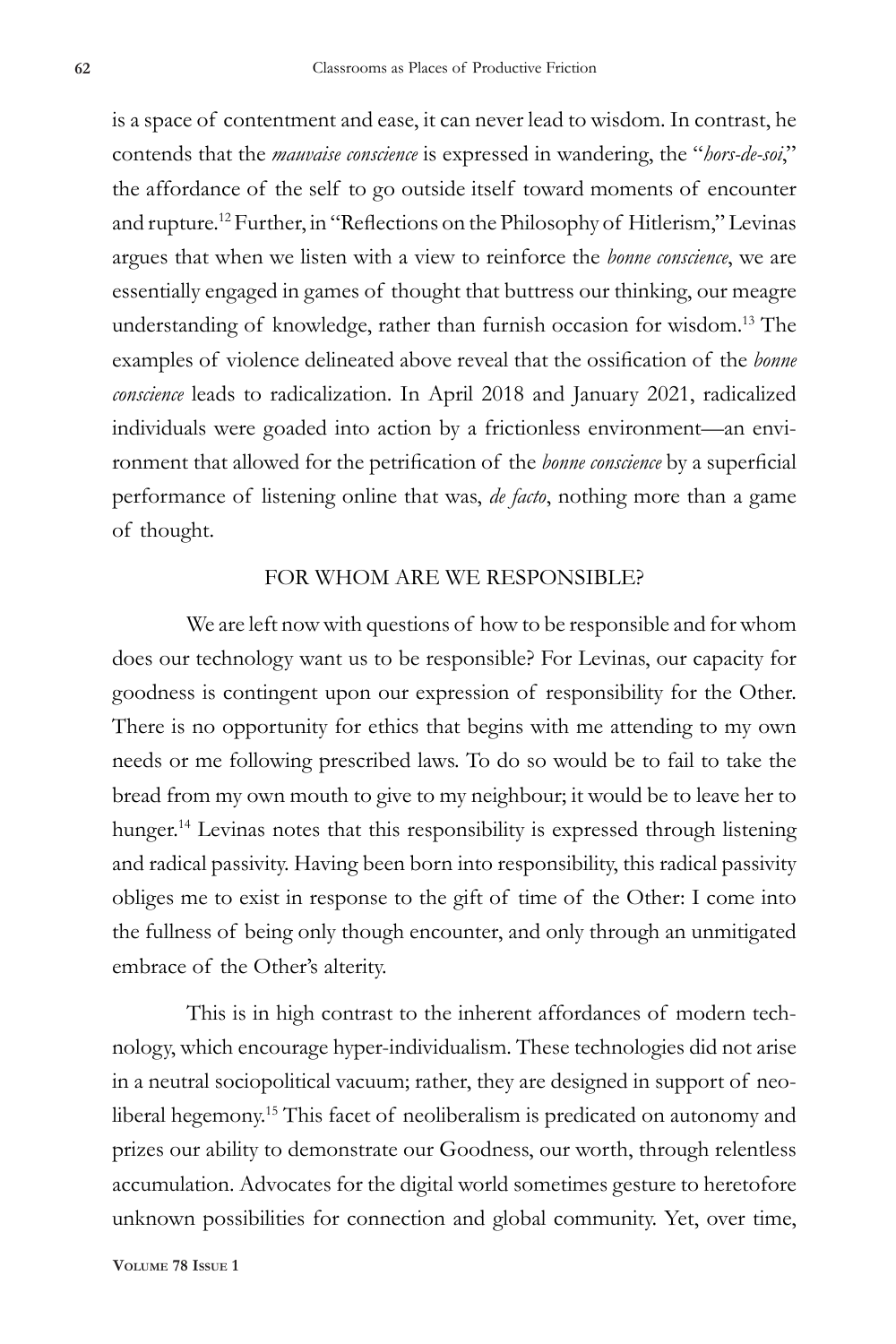is a space of contentment and ease, it can never lead to wisdom. In contrast, he contends that the *mauvaise conscience* is expressed in wandering, the "*hors-de-soi*," the affordance of the self to go outside itself toward moments of encounter and rupture.[12] Further, in "Reflections on the Philosophy of Hitlerism," Levinas argues that when we listen with a view to reinforce the *bonne conscience*, we are essentially engaged in games of thought that buttress our thinking, our meagre understanding of knowledge, rather than furnish occasion for wisdom.[13] The examples of violence delineated above reveal that the ossification of the *bonne conscience* leads to radicalization. In April 2018 and January 2021, radicalized individuals were goaded into action by a frictionless environment—an environment that allowed for the petrification of the *bonne conscience* by a superficial performance of listening online that was, *de facto*, nothing more than a game of thought.

## FOR WHOM ARE WE RESPONSIBLE?

We are left now with questions of how to be responsible and for whom does our technology want us to be responsible? For Levinas, our capacity for goodness is contingent upon our expression of responsibility for the Other. There is no opportunity for ethics that begins with me attending to my own needs or me following prescribed laws. To do so would be to fail to take the bread from my own mouth to give to my neighbour; it would be to leave her to hunger.[14] Levinas notes that this responsibility is expressed through listening and radical passivity. Having been born into responsibility, this radical passivity obliges me to exist in response to the gift of time of the Other: I come into the fullness of being only though encounter, and only through an unmitigated embrace of the Other's alterity.

This is in high contrast to the inherent affordances of modern technology, which encourage hyper-individualism. These technologies did not arise in a neutral sociopolitical vacuum; rather, they are designed in support of neoliberal hegemony.[15] This facet of neoliberalism is predicated on autonomy and prizes our ability to demonstrate our Goodness, our worth, through relentless accumulation. Advocates for the digital world sometimes gesture to heretofore unknown possibilities for connection and global community. Yet, over time,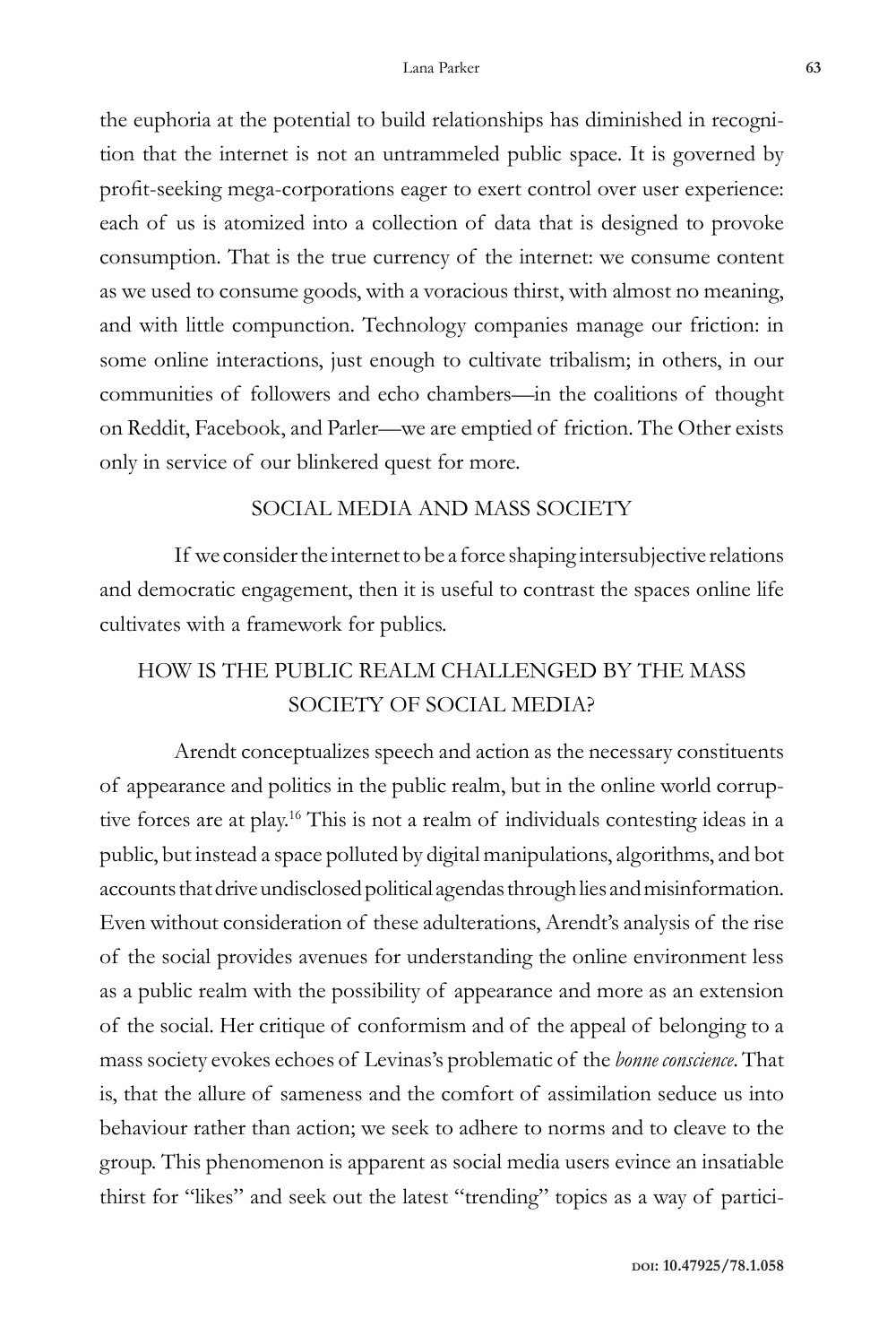the euphoria at the potential to build relationships has diminished in recognition that the internet is not an untrammeled public space. It is governed by profit-seeking mega-corporations eager to exert control over user experience: each of us is atomized into a collection of data that is designed to provoke consumption. That is the true currency of the internet: we consume content as we used to consume goods, with a voracious thirst, with almost no meaning, and with little compunction. Technology companies manage our friction: in some online interactions, just enough to cultivate tribalism; in others, in our communities of followers and echo chambers—in the coalitions of thought on Reddit, Facebook, and Parler—we are emptied of friction. The Other exists only in service of our blinkered quest for more.

## SOCIAL MEDIA AND MASS SOCIETY

If we consider the internet to be a force shaping intersubjective relations and democratic engagement, then it is useful to contrast the spaces online life cultivates with a framework for publics.

### HOW IS THE PUBLIC REALM CHALLENGED BY THE MASS SOCIETY OF SOCIAL MEDIA?

Arendt conceptualizes speech and action as the necessary constituents of appearance and politics in the public realm, but in the online world corruptive forces are at play.[16] This is not a realm of individuals contesting ideas in a public, but instead a space polluted by digital manipulations, algorithms, and bot accounts that drive undisclosed political agendas through lies and misinformation. Even without consideration of these adulterations, Arendt's analysis of the rise of the social provides avenues for understanding the online environment less as a public realm with the possibility of appearance and more as an extension of the social. Her critique of conformism and of the appeal of belonging to a mass society evokes echoes of Levinas's problematic of the *bonne conscience*. That is, that the allure of sameness and the comfort of assimilation seduce us into behaviour rather than action; we seek to adhere to norms and to cleave to the group. This phenomenon is apparent as social media users evince an insatiable thirst for "likes" and seek out the latest "trending" topics as a way of partici-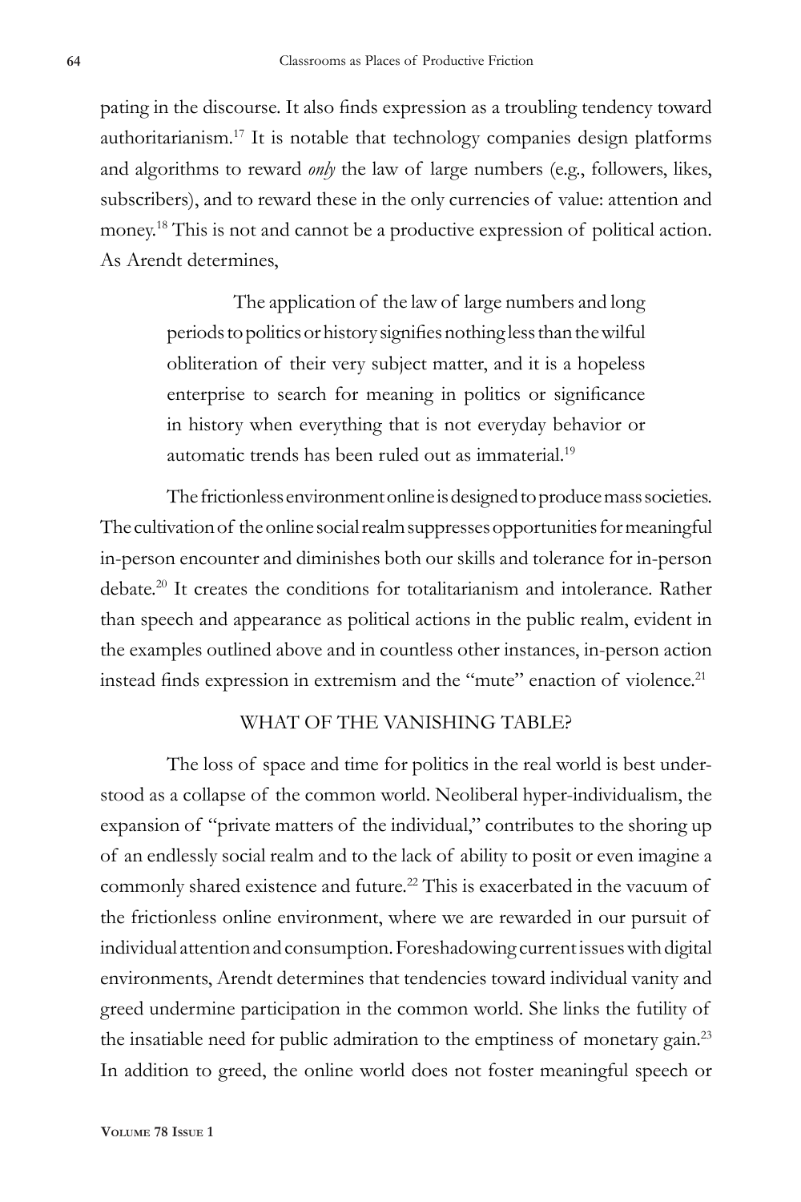pating in the discourse. It also finds expression as a troubling tendency toward authoritarianism.[17] It is notable that technology companies design platforms and algorithms to reward *only* the law of large numbers (e.g., followers, likes, subscribers), and to reward these in the only currencies of value: attention and money.[18] This is not and cannot be a productive expression of political action. As Arendt determines,

> The application of the law of large numbers and long periods to politics or history signifies nothing less than the wilful obliteration of their very subject matter, and it is a hopeless enterprise to search for meaning in politics or significance in history when everything that is not everyday behavior or automatic trends has been ruled out as immaterial.[19]

The frictionless environment online is designed to produce mass societies. The cultivation of the online social realm suppresses opportunities for meaningful in-person encounter and diminishes both our skills and tolerance for in-person debate.[20] It creates the conditions for totalitarianism and intolerance. Rather than speech and appearance as political actions in the public realm, evident in the examples outlined above and in countless other instances, in-person action instead finds expression in extremism and the "mute" enaction of violence.[21]

## WHAT OF THE VANISHING TABLE?

The loss of space and time for politics in the real world is best understood as a collapse of the common world. Neoliberal hyper-individualism, the expansion of "private matters of the individual," contributes to the shoring up of an endlessly social realm and to the lack of ability to posit or even imagine a commonly shared existence and future.[22] This is exacerbated in the vacuum of the frictionless online environment, where we are rewarded in our pursuit of individual attention and consumption. Foreshadowing current issues with digital environments, Arendt determines that tendencies toward individual vanity and greed undermine participation in the common world. She links the futility of the insatiable need for public admiration to the emptiness of monetary gain.[23] In addition to greed, the online world does not foster meaningful speech or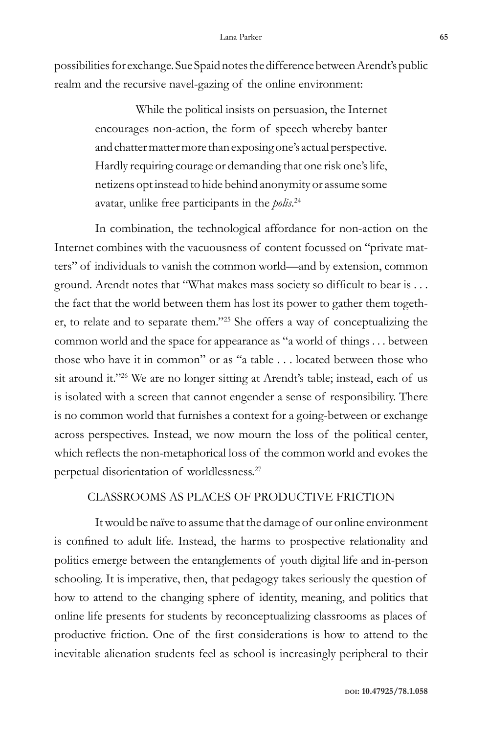possibilities for exchange. Sue Spaid notes the difference between Arendt's public realm and the recursive navel-gazing of the online environment:

> While the political insists on persuasion, the Internet encourages non-action, the form of speech whereby banter and chatter matter more than exposing one's actual perspective. Hardly requiring courage or demanding that one risk one's life, netizens opt instead to hide behind anonymity or assume some avatar, unlike free participants in the *polis*.[24]

In combination, the technological affordance for non-action on the Internet combines with the vacuousness of content focussed on "private matters" of individuals to vanish the common world—and by extension, common ground. Arendt notes that "What makes mass society so difficult to bear is . . . the fact that the world between them has lost its power to gather them together, to relate and to separate them."[25] She offers a way of conceptualizing the common world and the space for appearance as "a world of things . . . between those who have it in common" or as "a table . . . located between those who sit around it."[26] We are no longer sitting at Arendt's table; instead, each of us is isolated with a screen that cannot engender a sense of responsibility. There is no common world that furnishes a context for a going-between or exchange across perspectives. Instead, we now mourn the loss of the political center, which reflects the non-metaphorical loss of the common world and evokes the perpetual disorientation of worldlessness.[27]

## CLASSROOMS AS PLACES OF PRODUCTIVE FRICTION

It would be naïve to assume that the damage of our online environment is confined to adult life. Instead, the harms to prospective relationality and politics emerge between the entanglements of youth digital life and in-person schooling. It is imperative, then, that pedagogy takes seriously the question of how to attend to the changing sphere of identity, meaning, and politics that online life presents for students by reconceptualizing classrooms as places of productive friction. One of the first considerations is how to attend to the inevitable alienation students feel as school is increasingly peripheral to their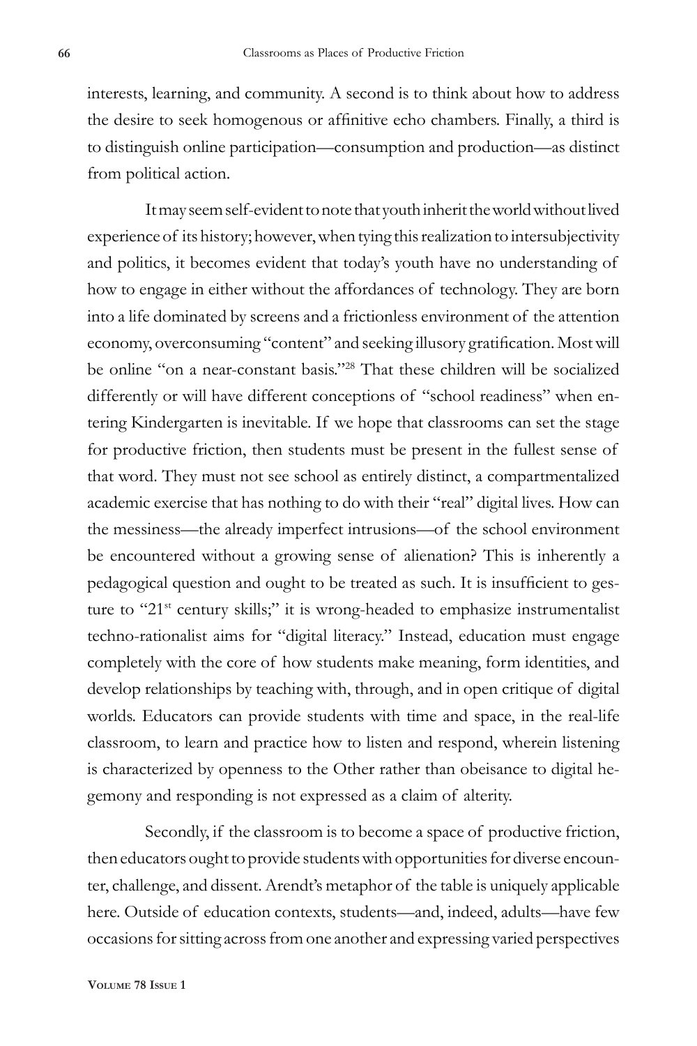interests, learning, and community. A second is to think about how to address the desire to seek homogenous or affinitive echo chambers. Finally, a third is to distinguish online participation—consumption and production—as distinct from political action.

It may seem self-evident to note that youth inherit the world without lived experience of its history; however, when tying this realization to intersubjectivity and politics, it becomes evident that today's youth have no understanding of how to engage in either without the affordances of technology. They are born into a life dominated by screens and a frictionless environment of the attention economy, overconsuming "content" and seeking illusory gratification. Most will be online "on a near-constant basis."[28] That these children will be socialized differently or will have different conceptions of "school readiness" when entering Kindergarten is inevitable. If we hope that classrooms can set the stage for productive friction, then students must be present in the fullest sense of that word. They must not see school as entirely distinct, a compartmentalized academic exercise that has nothing to do with their "real" digital lives. How can the messiness—the already imperfect intrusions—of the school environment be encountered without a growing sense of alienation? This is inherently a pedagogical question and ought to be treated as such. It is insufficient to gesture to "21st century skills;" it is wrong-headed to emphasize instrumentalist techno-rationalist aims for "digital literacy." Instead, education must engage completely with the core of how students make meaning, form identities, and develop relationships by teaching with, through, and in open critique of digital worlds. Educators can provide students with time and space, in the real-life classroom, to learn and practice how to listen and respond, wherein listening is characterized by openness to the Other rather than obeisance to digital hegemony and responding is not expressed as a claim of alterity.

Secondly, if the classroom is to become a space of productive friction, then educators ought to provide students with opportunities for diverse encounter, challenge, and dissent. Arendt's metaphor of the table is uniquely applicable here. Outside of education contexts, students—and, indeed, adults—have few occasions for sitting across from one another and expressing varied perspectives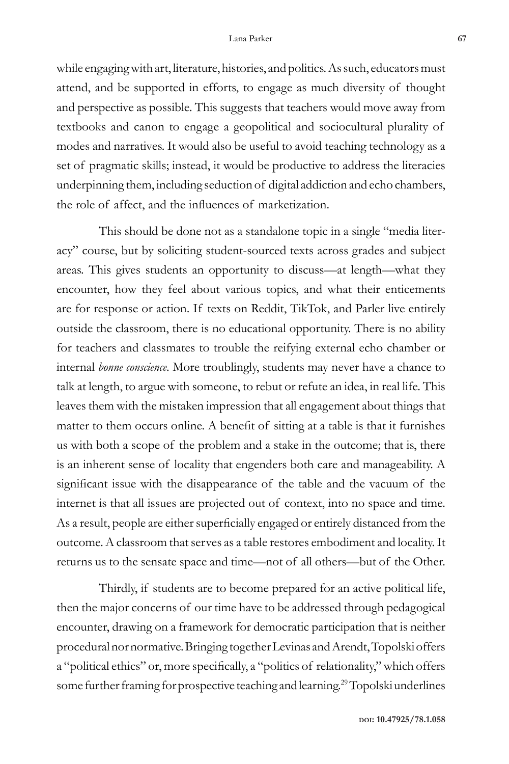while engaging with art, literature, histories, and politics. As such, educators must attend, and be supported in efforts, to engage as much diversity of thought and perspective as possible. This suggests that teachers would move away from textbooks and canon to engage a geopolitical and sociocultural plurality of modes and narratives. It would also be useful to avoid teaching technology as a set of pragmatic skills; instead, it would be productive to address the literacies underpinning them, including seduction of digital addiction and echo chambers, the role of affect, and the influences of marketization.

This should be done not as a standalone topic in a single "media literacy" course, but by soliciting student-sourced texts across grades and subject areas. This gives students an opportunity to discuss—at length—what they encounter, how they feel about various topics, and what their enticements are for response or action. If texts on Reddit, TikTok, and Parler live entirely outside the classroom, there is no educational opportunity. There is no ability for teachers and classmates to trouble the reifying external echo chamber or internal *bonne conscience*. More troublingly, students may never have a chance to talk at length, to argue with someone, to rebut or refute an idea, in real life. This leaves them with the mistaken impression that all engagement about things that matter to them occurs online. A benefit of sitting at a table is that it furnishes us with both a scope of the problem and a stake in the outcome; that is, there is an inherent sense of locality that engenders both care and manageability. A significant issue with the disappearance of the table and the vacuum of the internet is that all issues are projected out of context, into no space and time. As a result, people are either superficially engaged or entirely distanced from the outcome. A classroom that serves as a table restores embodiment and locality. It returns us to the sensate space and time—not of all others—but of the Other.

Thirdly, if students are to become prepared for an active political life, then the major concerns of our time have to be addressed through pedagogical encounter, drawing on a framework for democratic participation that is neither procedural nor normative. Bringing together Levinas and Arendt, Topolski offers a "political ethics" or, more specifically, a "politics of relationality," which offers some further framing for prospective teaching and learning.[29] Topolski underlines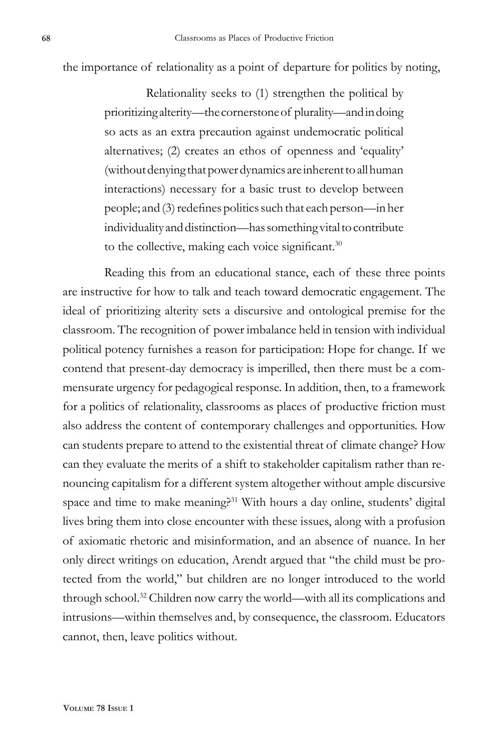the importance of relationality as a point of departure for politics by noting,

> Relationality seeks to (1) strengthen the political by prioritizing alterity—the cornerstone of plurality—and in doing so acts as an extra precaution against undemocratic political alternatives; (2) creates an ethos of openness and 'equality' (without denying that power dynamics are inherent to all human interactions) necessary for a basic trust to develop between people; and (3) redefines politics such that each person—in her individuality and distinction—has something vital to contribute to the collective, making each voice significant.[30]

Reading this from an educational stance, each of these three points are instructive for how to talk and teach toward democratic engagement. The ideal of prioritizing alterity sets a discursive and ontological premise for the classroom. The recognition of power imbalance held in tension with individual political potency furnishes a reason for participation: Hope for change. If we contend that present-day democracy is imperilled, then there must be a commensurate urgency for pedagogical response. In addition, then, to a framework for a politics of relationality, classrooms as places of productive friction must also address the content of contemporary challenges and opportunities. How can students prepare to attend to the existential threat of climate change? How can they evaluate the merits of a shift to stakeholder capitalism rather than renouncing capitalism for a different system altogether without ample discursive space and time to make meaning?[31] With hours a day online, students' digital lives bring them into close encounter with these issues, along with a profusion of axiomatic rhetoric and misinformation, and an absence of nuance. In her only direct writings on education, Arendt argued that "the child must be protected from the world," but children are no longer introduced to the world through school.[32] Children now carry the world—with all its complications and intrusions—within themselves and, by consequence, the classroom. Educators cannot, then, leave politics without.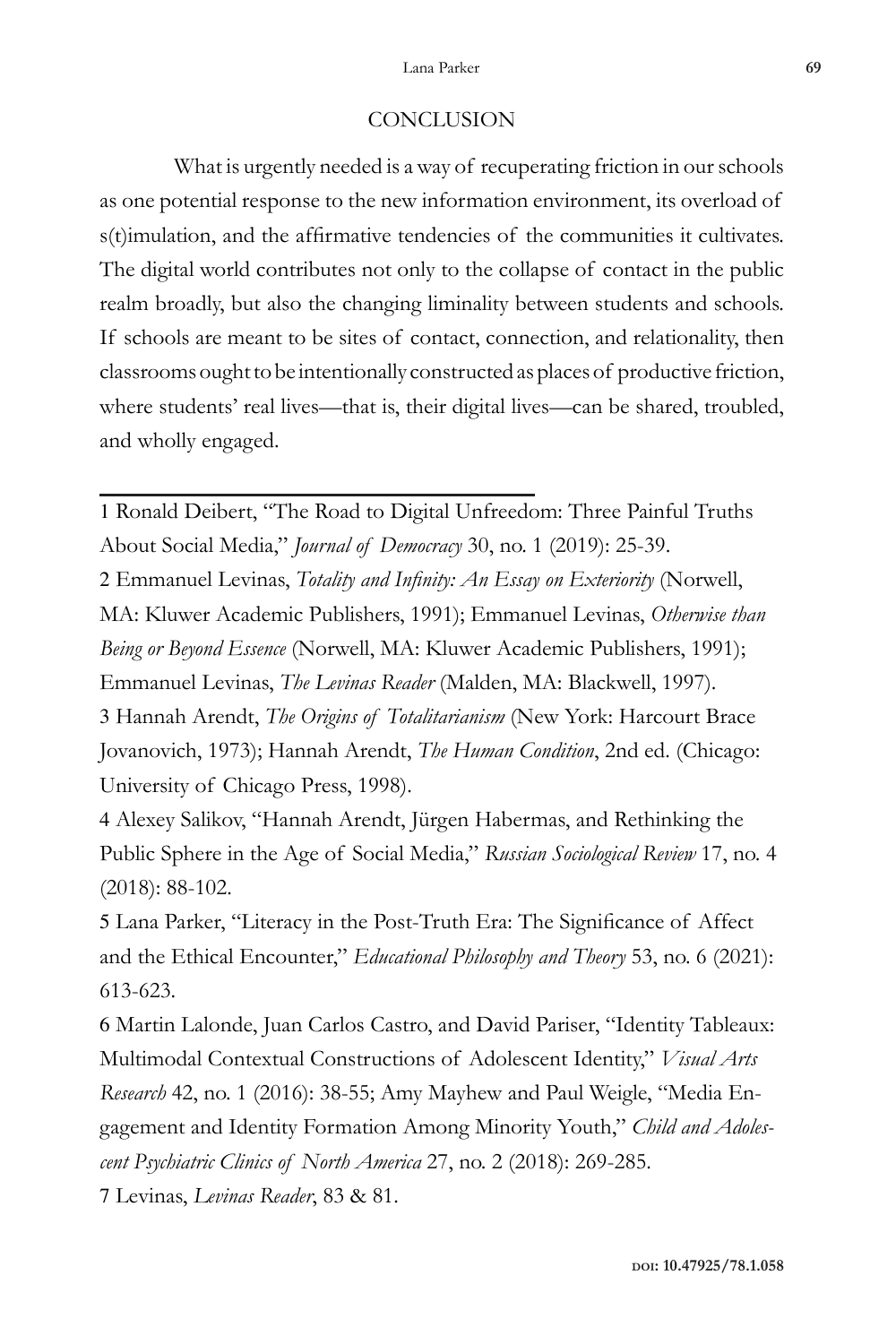## CONCLUSION

What is urgently needed is a way of recuperating friction in our schools as one potential response to the new information environment, its overload of s(t)imulation, and the affirmative tendencies of the communities it cultivates. The digital world contributes not only to the collapse of contact in the public realm broadly, but also the changing liminality between students and schools. If schools are meant to be sites of contact, connection, and relationality, then classrooms ought to be intentionally constructed as places of productive friction, where students' real lives—that is, their digital lives—can be shared, troubled, and wholly engaged.

---

1 Ronald Deibert, "The Road to Digital Unfreedom: Three Painful Truths About Social Media," *Journal of Democracy* 30, no. 1 (2019): 25-39.

2 Emmanuel Levinas, *Totality and Infinity: An Essay on Exteriority* (Norwell, MA: Kluwer Academic Publishers, 1991); Emmanuel Levinas, *Otherwise than Being or Beyond Essence* (Norwell, MA: Kluwer Academic Publishers, 1991); Emmanuel Levinas, *The Levinas Reader* (Malden, MA: Blackwell, 1997).

3 Hannah Arendt, *The Origins of Totalitarianism* (New York: Harcourt Brace Jovanovich, 1973); Hannah Arendt, *The Human Condition*, 2nd ed. (Chicago: University of Chicago Press, 1998).

4 Alexey Salikov, "Hannah Arendt, Jürgen Habermas, and Rethinking the Public Sphere in the Age of Social Media," *Russian Sociological Review* 17, no. 4 (2018): 88-102.

5 Lana Parker, "Literacy in the Post-Truth Era: The Significance of Affect and the Ethical Encounter," *Educational Philosophy and Theory* 53, no. 6 (2021): 613-623.

6 Martin Lalonde, Juan Carlos Castro, and David Pariser, "Identity Tableaux: Multimodal Contextual Constructions of Adolescent Identity," *Visual Arts Research* 42, no. 1 (2016): 38-55; Amy Mayhew and Paul Weigle, "Media Engagement and Identity Formation Among Minority Youth," *Child and Adolescent Psychiatric Clinics of North America* 27, no. 2 (2018): 269-285.

7 Levinas, *Levinas Reader*, 83 & 81.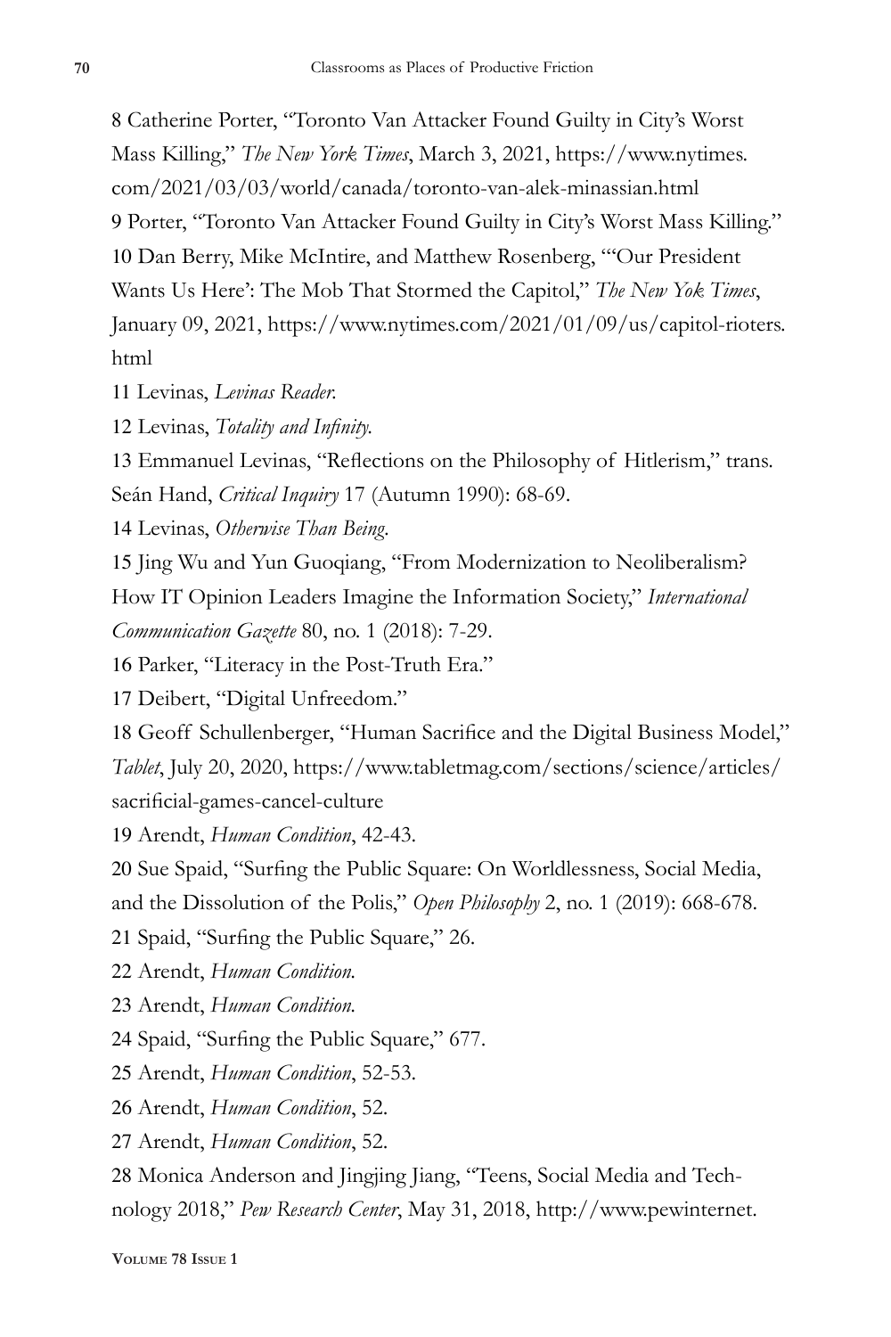8 Catherine Porter, "Toronto Van Attacker Found Guilty in City's Worst Mass Killing," *The New York Times*, March 3, 2021, https://www.nytimes.com/2021/03/03/world/canada/toronto-van-alek-minassian.html

9 Porter, "Toronto Van Attacker Found Guilty in City's Worst Mass Killing."

10 Dan Berry, Mike McIntire, and Matthew Rosenberg, "'Our President Wants Us Here': The Mob That Stormed the Capitol," *The New Yok Times*, January 09, 2021, https://www.nytimes.com/2021/01/09/us/capitol-rioters.html

11 Levinas, *Levinas Reader.*

12 Levinas, *Totality and Infinity.*

13 Emmanuel Levinas, "Reflections on the Philosophy of Hitlerism," trans. Seán Hand, *Critical Inquiry* 17 (Autumn 1990): 68-69.

14 Levinas, *Otherwise Than Being*.

15 Jing Wu and Yun Guoqiang, "From Modernization to Neoliberalism? How IT Opinion Leaders Imagine the Information Society," *International Communication Gazette* 80, no. 1 (2018): 7-29.

16 Parker, "Literacy in the Post-Truth Era."

17 Deibert, "Digital Unfreedom."

18 Geoff Schullenberger, "Human Sacrifice and the Digital Business Model," *Tablet*, July 20, 2020, https://www.tabletmag.com/sections/science/articles/sacrificial-games-cancel-culture

19 Arendt, *Human Condition*, 42-43.

20 Sue Spaid, "Surfing the Public Square: On Worldlessness, Social Media, and the Dissolution of the Polis," *Open Philosophy* 2, no. 1 (2019): 668-678.

21 Spaid, "Surfing the Public Square," 26.

22 Arendt, *Human Condition.*

23 Arendt, *Human Condition.*

24 Spaid, "Surfing the Public Square," 677.

25 Arendt, *Human Condition*, 52-53.

26 Arendt, *Human Condition*, 52.

27 Arendt, *Human Condition*, 52.

28 Monica Anderson and Jingjing Jiang, "Teens, Social Media and Technology 2018," *Pew Research Center*, May 31, 2018, http://www.pewinternet.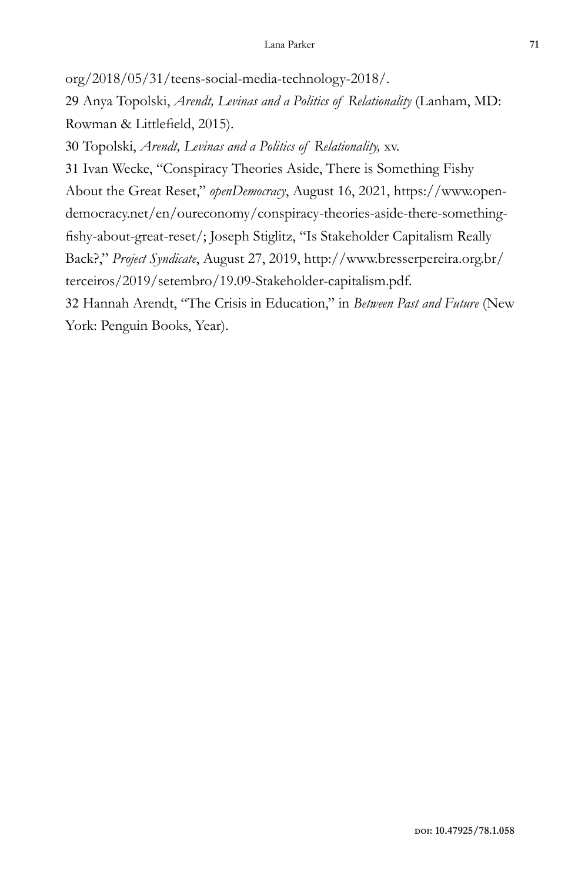org/2018/05/31/teens-social-media-technology-2018/.

29 Anya Topolski, *Arendt, Levinas and a Politics of Relationality* (Lanham, MD: Rowman & Littlefield, 2015).

30 Topolski, *Arendt, Levinas and a Politics of Relationality,* xv.

31 Ivan Wecke, "Conspiracy Theories Aside, There is Something Fishy About the Great Reset," *openDemocracy*, August 16, 2021, https://www.opendemocracy.net/en/oureconomy/conspiracy-theories-aside-there-something-fishy-about-great-reset/; Joseph Stiglitz, "Is Stakeholder Capitalism Really Back?," *Project Syndicate*, August 27, 2019, http://www.bresserpereira.org.br/terceiros/2019/setembro/19.09-Stakeholder-capitalism.pdf.

32 Hannah Arendt, "The Crisis in Education," in *Between Past and Future* (New York: Penguin Books, Year).